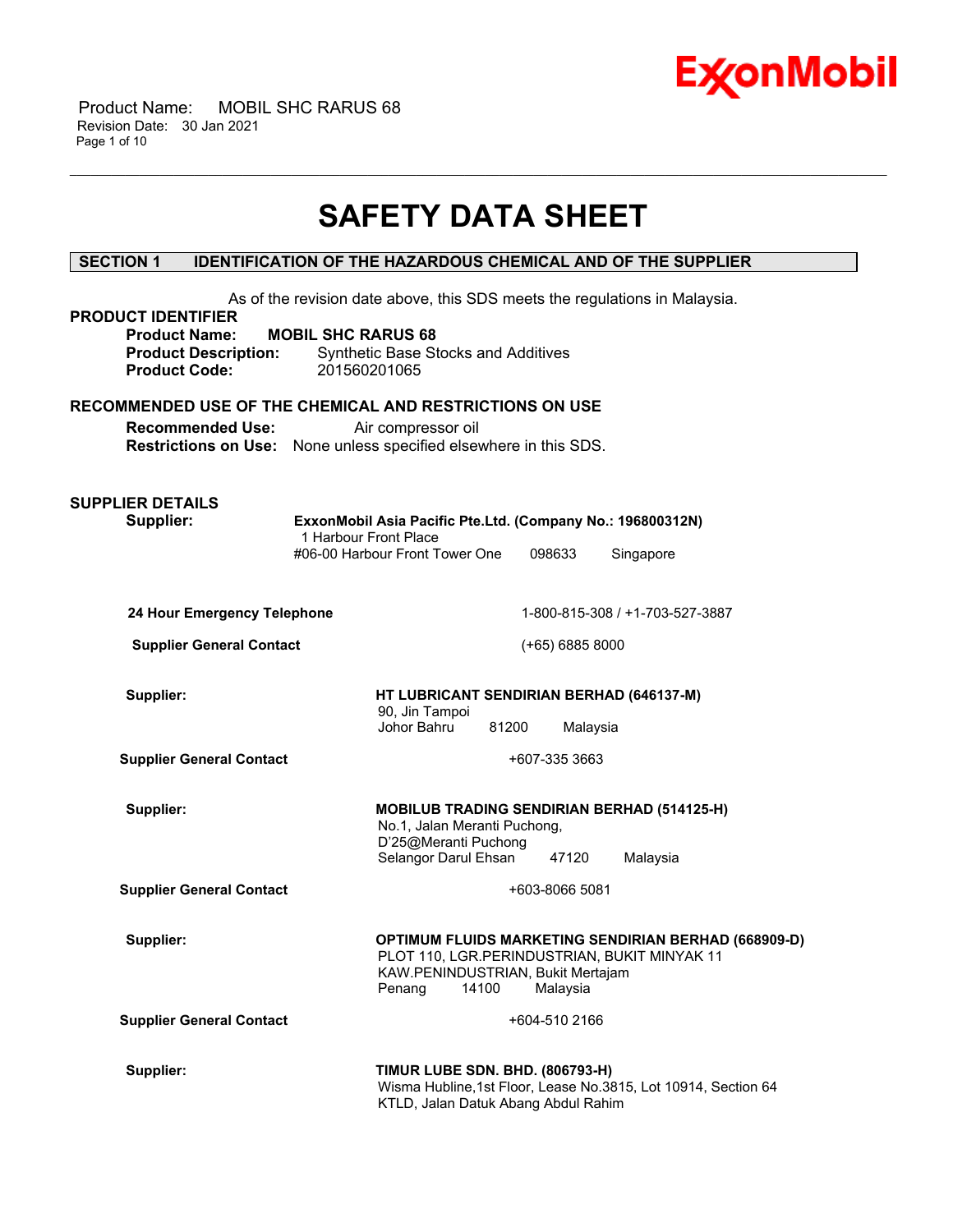# SAFETY DATA SHEET

## SECTION 1 IDENTIFICATION OF THE HAZARDOUS CHEMICAL AND OF THE SUPPLIER

As of the revision date above, this SDS meets the regulations in Malaysia.

**PRODUCT IDENTIFIER**

**Product Name:** **MOBIL SHC RARUS 68**
**Product Description:** Synthetic Base Stocks and Additives
**Product Code:** 201560201065

**RECOMMENDED USE OF THE CHEMICAL AND RESTRICTIONS ON USE**

**Recommended Use:** Air compressor oil
**Restrictions on Use:** None unless specified elsewhere in this SDS.

**SUPPLIER DETAILS**

**Supplier:** **ExxonMobil Asia Pacific Pte.Ltd. (Company No.: 196800312N)**
1 Harbour Front Place
#06-00 Harbour Front Tower One 098633 Singapore

**24 Hour Emergency Telephone** 1-800-815-308 / +1-703-527-3887

**Supplier General Contact** (+65) 6885 8000

**Supplier:** **HT LUBRICANT SENDIRIAN BERHAD (646137-M)**
90, Jin Tampoi
Johor Bahru 81200 Malaysia

**Supplier General Contact** +607-335 3663

**Supplier:** **MOBILUB TRADING SENDIRIAN BERHAD (514125-H)**
No.1, Jalan Meranti Puchong,
D'25@Meranti Puchong
Selangor Darul Ehsan 47120 Malaysia

**Supplier General Contact** +603-8066 5081

**Supplier:** **OPTIMUM FLUIDS MARKETING SENDIRIAN BERHAD (668909-D)**
PLOT 110, LGR.PERINDUSTRIAN, BUKIT MINYAK 11
KAW.PENINDUSTRIAN, Bukit Mertajam
Penang 14100 Malaysia

**Supplier General Contact** +604-510 2166

**Supplier:** **TIMUR LUBE SDN. BHD. (806793-H)**
Wisma Hubline,1st Floor, Lease No.3815, Lot 10914, Section 64
KTLD, Jalan Datuk Abang Abdul Rahim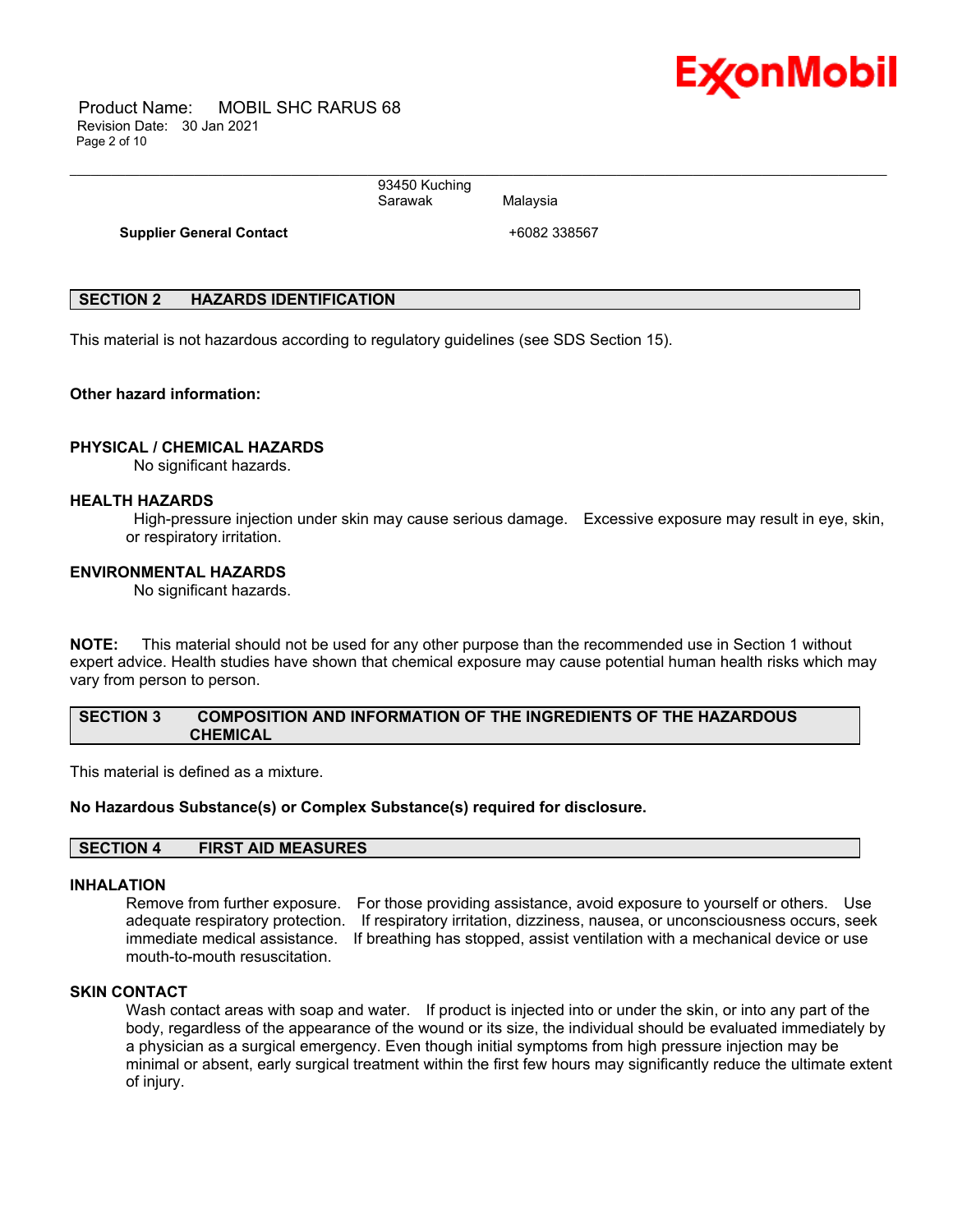93450 Kuching
Sarawak Malaysia

**Supplier General Contact** +6082 338567

## SECTION 2 HAZARDS IDENTIFICATION

This material is not hazardous according to regulatory guidelines (see SDS Section 15).

**Other hazard information:**

### PHYSICAL / CHEMICAL HAZARDS

No significant hazards.

### HEALTH HAZARDS

High-pressure injection under skin may cause serious damage. Excessive exposure may result in eye, skin, or respiratory irritation.

### ENVIRONMENTAL HAZARDS

No significant hazards.

**NOTE:** This material should not be used for any other purpose than the recommended use in Section 1 without expert advice. Health studies have shown that chemical exposure may cause potential human health risks which may vary from person to person.

## SECTION 3 COMPOSITION AND INFORMATION OF THE INGREDIENTS OF THE HAZARDOUS CHEMICAL

This material is defined as a mixture.

**No Hazardous Substance(s) or Complex Substance(s) required for disclosure.**

## SECTION 4 FIRST AID MEASURES

### INHALATION

Remove from further exposure. For those providing assistance, avoid exposure to yourself or others. Use adequate respiratory protection. If respiratory irritation, dizziness, nausea, or unconsciousness occurs, seek immediate medical assistance. If breathing has stopped, assist ventilation with a mechanical device or use mouth-to-mouth resuscitation.

### SKIN CONTACT

Wash contact areas with soap and water. If product is injected into or under the skin, or into any part of the body, regardless of the appearance of the wound or its size, the individual should be evaluated immediately by a physician as a surgical emergency. Even though initial symptoms from high pressure injection may be minimal or absent, early surgical treatment within the first few hours may significantly reduce the ultimate extent of injury.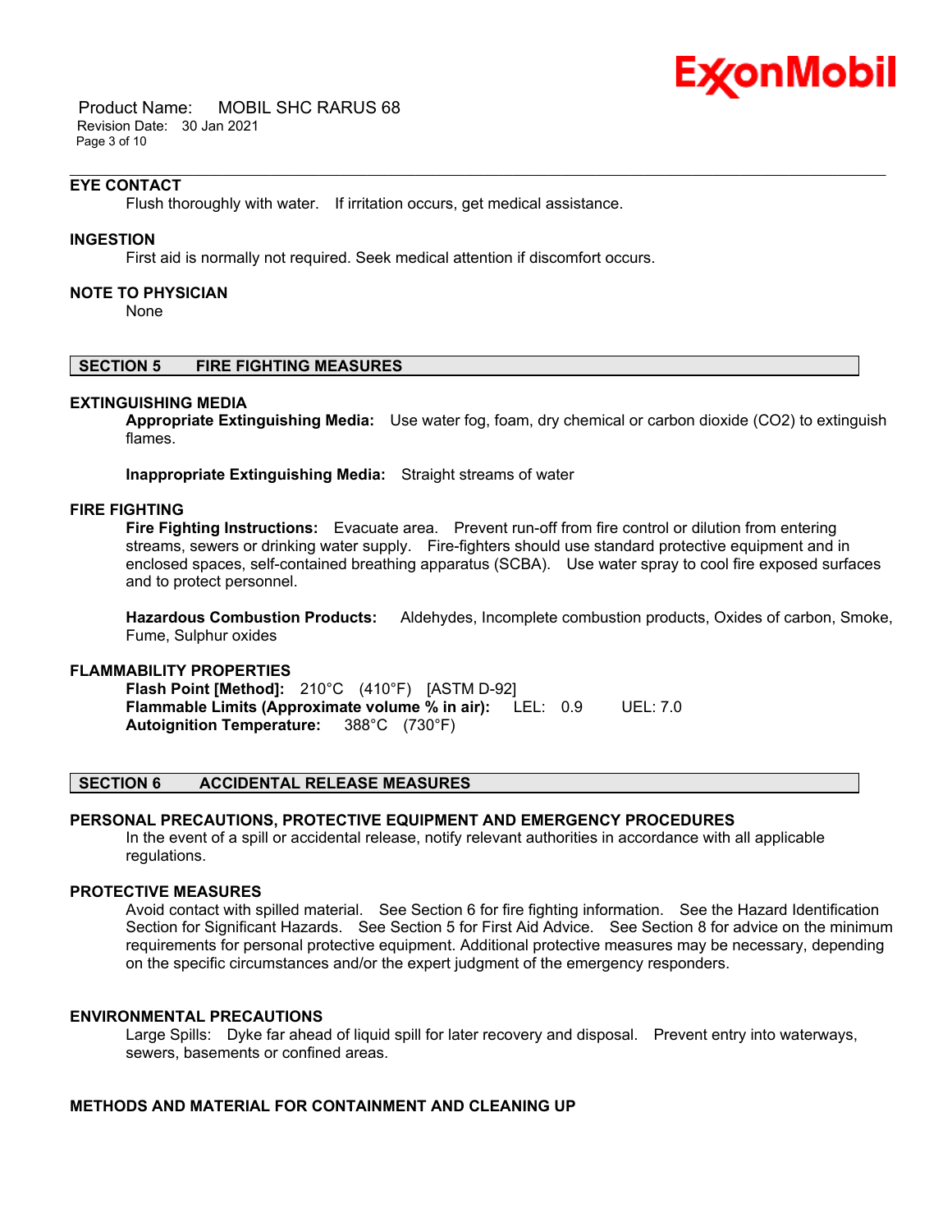### EYE CONTACT

Flush thoroughly with water. If irritation occurs, get medical assistance.

### INGESTION

First aid is normally not required. Seek medical attention if discomfort occurs.

### NOTE TO PHYSICIAN

None

## SECTION 5 FIRE FIGHTING MEASURES

### EXTINGUISHING MEDIA

**Appropriate Extinguishing Media:** Use water fog, foam, dry chemical or carbon dioxide ($CO_2$) to extinguish flames.

**Inappropriate Extinguishing Media:** Straight streams of water

### FIRE FIGHTING

**Fire Fighting Instructions:** Evacuate area. Prevent run-off from fire control or dilution from entering streams, sewers or drinking water supply. Fire-fighters should use standard protective equipment and in enclosed spaces, self-contained breathing apparatus (SCBA). Use water spray to cool fire exposed surfaces and to protect personnel.

**Hazardous Combustion Products:** Aldehydes, Incomplete combustion products, Oxides of carbon, Smoke, Fume, Sulphur oxides

### FLAMMABILITY PROPERTIES

**Flash Point [Method]:** 210°C (410°F) [ASTM D-92]
**Flammable Limits (Approximate volume % in air):** LEL: 0.9 UEL: 7.0
**Autoignition Temperature:** 388°C (730°F)

## SECTION 6 ACCIDENTAL RELEASE MEASURES

### PERSONAL PRECAUTIONS, PROTECTIVE EQUIPMENT AND EMERGENCY PROCEDURES

In the event of a spill or accidental release, notify relevant authorities in accordance with all applicable regulations.

### PROTECTIVE MEASURES

Avoid contact with spilled material. See Section 6 for fire fighting information. See the Hazard Identification Section for Significant Hazards. See Section 5 for First Aid Advice. See Section 8 for advice on the minimum requirements for personal protective equipment. Additional protective measures may be necessary, depending on the specific circumstances and/or the expert judgment of the emergency responders.

### ENVIRONMENTAL PRECAUTIONS

Large Spills: Dyke far ahead of liquid spill for later recovery and disposal. Prevent entry into waterways, sewers, basements or confined areas.

### METHODS AND MATERIAL FOR CONTAINMENT AND CLEANING UP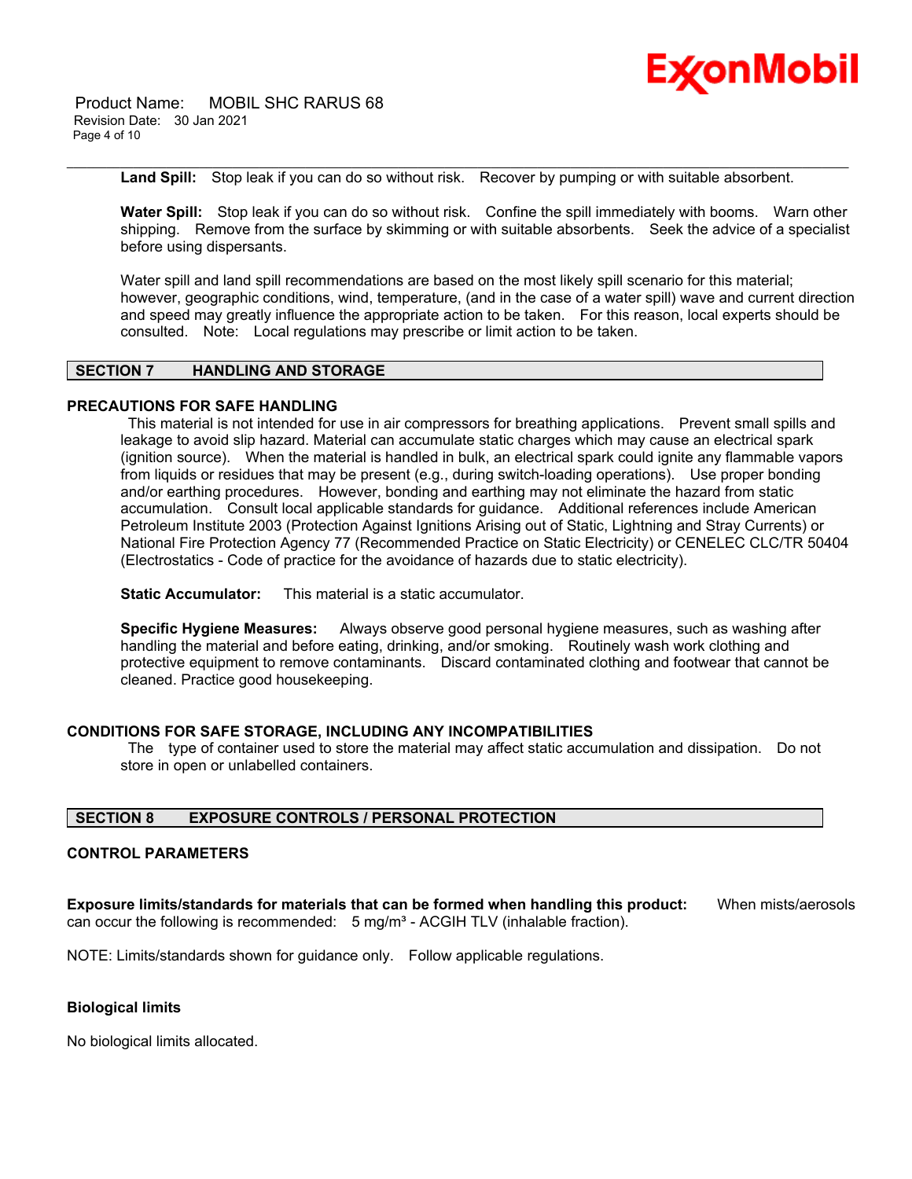**Land Spill:** Stop leak if you can do so without risk. Recover by pumping or with suitable absorbent.

**Water Spill:** Stop leak if you can do so without risk. Confine the spill immediately with booms. Warn other shipping. Remove from the surface by skimming or with suitable absorbents. Seek the advice of a specialist before using dispersants.

Water spill and land spill recommendations are based on the most likely spill scenario for this material; however, geographic conditions, wind, temperature, (and in the case of a water spill) wave and current direction and speed may greatly influence the appropriate action to be taken. For this reason, local experts should be consulted. Note: Local regulations may prescribe or limit action to be taken.

## SECTION 7 HANDLING AND STORAGE

### PRECAUTIONS FOR SAFE HANDLING

This material is not intended for use in air compressors for breathing applications. Prevent small spills and leakage to avoid slip hazard. Material can accumulate static charges which may cause an electrical spark (ignition source). When the material is handled in bulk, an electrical spark could ignite any flammable vapors from liquids or residues that may be present (e.g., during switch-loading operations). Use proper bonding and/or earthing procedures. However, bonding and earthing may not eliminate the hazard from static accumulation. Consult local applicable standards for guidance. Additional references include American Petroleum Institute 2003 (Protection Against Ignitions Arising out of Static, Lightning and Stray Currents) or National Fire Protection Agency 77 (Recommended Practice on Static Electricity) or CENELEC CLC/TR 50404 (Electrostatics - Code of practice for the avoidance of hazards due to static electricity).

**Static Accumulator:** This material is a static accumulator.

**Specific Hygiene Measures:** Always observe good personal hygiene measures, such as washing after handling the material and before eating, drinking, and/or smoking. Routinely wash work clothing and protective equipment to remove contaminants. Discard contaminated clothing and footwear that cannot be cleaned. Practice good housekeeping.

### CONDITIONS FOR SAFE STORAGE, INCLUDING ANY INCOMPATIBILITIES

The type of container used to store the material may affect static accumulation and dissipation. Do not store in open or unlabelled containers.

## SECTION 8 EXPOSURE CONTROLS / PERSONAL PROTECTION

### CONTROL PARAMETERS

**Exposure limits/standards for materials that can be formed when handling this product:** When mists/aerosols can occur the following is recommended: 5 mg/m³ - ACGIH TLV (inhalable fraction).

NOTE: Limits/standards shown for guidance only. Follow applicable regulations.

### Biological limits

No biological limits allocated.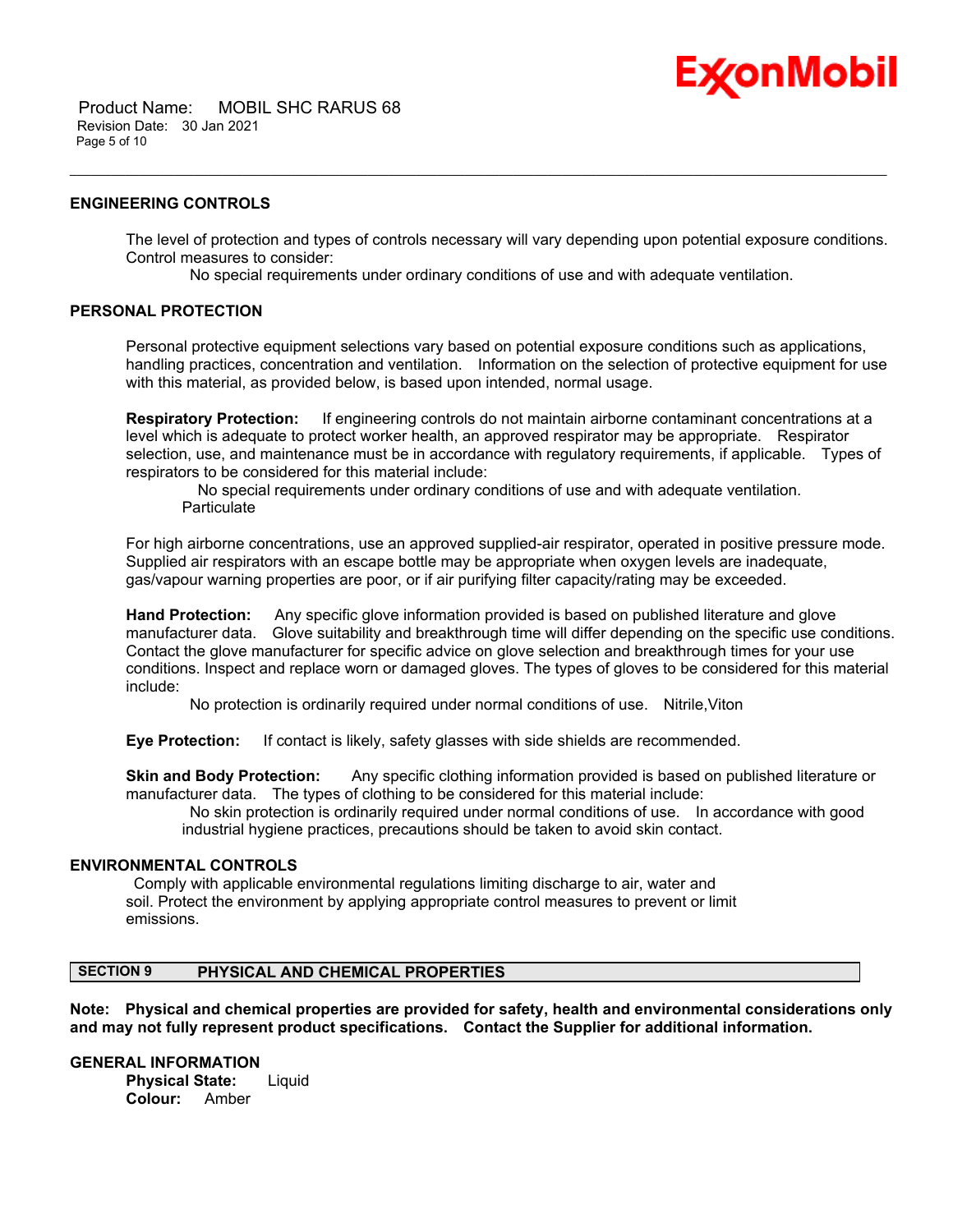### ENGINEERING CONTROLS

The level of protection and types of controls necessary will vary depending upon potential exposure conditions. Control measures to consider:

No special requirements under ordinary conditions of use and with adequate ventilation.

### PERSONAL PROTECTION

Personal protective equipment selections vary based on potential exposure conditions such as applications, handling practices, concentration and ventilation. Information on the selection of protective equipment for use with this material, as provided below, is based upon intended, normal usage.

**Respiratory Protection:** If engineering controls do not maintain airborne contaminant concentrations at a level which is adequate to protect worker health, an approved respirator may be appropriate. Respirator selection, use, and maintenance must be in accordance with regulatory requirements, if applicable. Types of respirators to be considered for this material include:

No special requirements under ordinary conditions of use and with adequate ventilation.
Particulate

For high airborne concentrations, use an approved supplied-air respirator, operated in positive pressure mode. Supplied air respirators with an escape bottle may be appropriate when oxygen levels are inadequate, gas/vapour warning properties are poor, or if air purifying filter capacity/rating may be exceeded.

**Hand Protection:** Any specific glove information provided is based on published literature and glove manufacturer data. Glove suitability and breakthrough time will differ depending on the specific use conditions. Contact the glove manufacturer for specific advice on glove selection and breakthrough times for your use conditions. Inspect and replace worn or damaged gloves. The types of gloves to be considered for this material include:

No protection is ordinarily required under normal conditions of use. Nitrile,Viton

**Eye Protection:** If contact is likely, safety glasses with side shields are recommended.

**Skin and Body Protection:** Any specific clothing information provided is based on published literature or manufacturer data. The types of clothing to be considered for this material include:

No skin protection is ordinarily required under normal conditions of use. In accordance with good industrial hygiene practices, precautions should be taken to avoid skin contact.

### ENVIRONMENTAL CONTROLS

Comply with applicable environmental regulations limiting discharge to air, water and soil. Protect the environment by applying appropriate control measures to prevent or limit emissions.

## SECTION 9 PHYSICAL AND CHEMICAL PROPERTIES

**Note: Physical and chemical properties are provided for safety, health and environmental considerations only and may not fully represent product specifications. Contact the Supplier for additional information.**

### GENERAL INFORMATION

**Physical State:** Liquid
**Colour:** Amber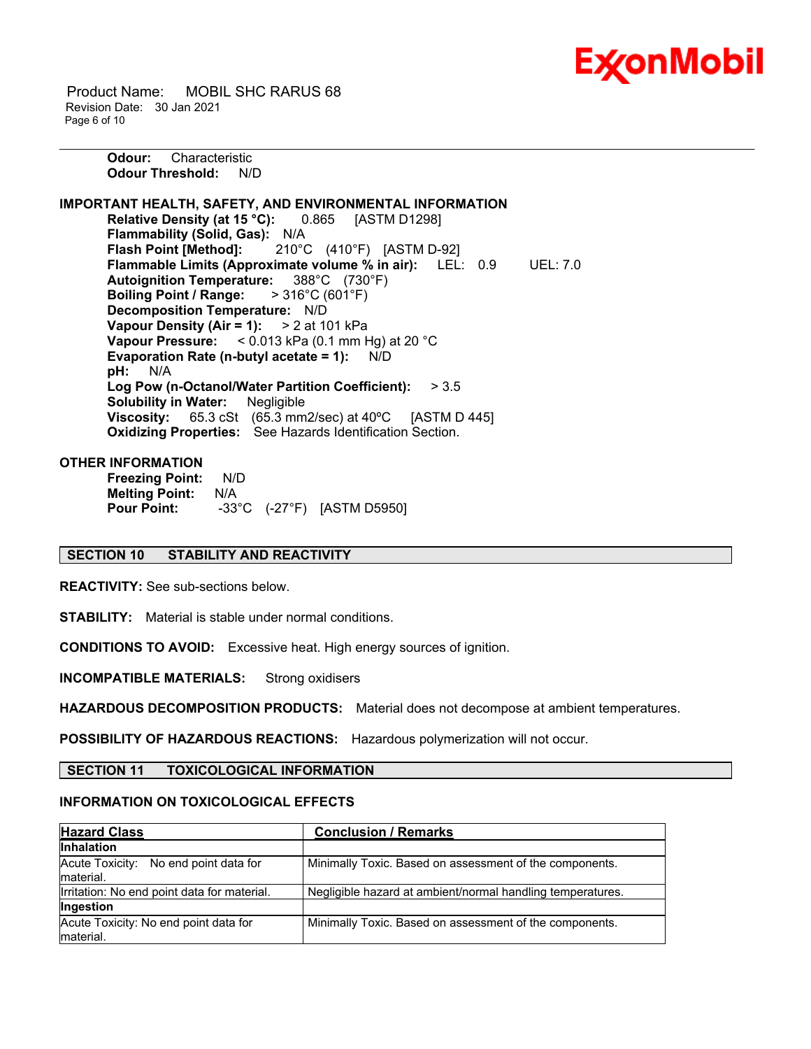**Odour:** Characteristic
**Odour Threshold:** N/D

## IMPORTANT HEALTH, SAFETY, AND ENVIRONMENTAL INFORMATION

**Relative Density (at 15 °C):** 0.865 [ASTM D1298]
**Flammability (Solid, Gas):** N/A
**Flash Point [Method]:** 210°C (410°F) [ASTM D-92]
**Flammable Limits (Approximate volume % in air):** LEL: 0.9 UEL: 7.0
**Autoignition Temperature:** 388°C (730°F)
**Boiling Point / Range:** > 316°C (601°F)
**Decomposition Temperature:** N/D
**Vapour Density (Air = 1):** > 2 at 101 kPa
**Vapour Pressure:** < 0.013 kPa (0.1 mm Hg) at 20 °C
**Evaporation Rate (n-butyl acetate = 1):** N/D
**pH:** N/A
**Log Pow (n-Octanol/Water Partition Coefficient):** > 3.5
**Solubility in Water:** Negligible
**Viscosity:** 65.3 cSt (65.3 mm2/sec) at 40ºC [ASTM D 445]
**Oxidizing Properties:** See Hazards Identification Section.

## OTHER INFORMATION

**Freezing Point:** N/D
**Melting Point:** N/A
**Pour Point:** -33°C (-27°F) [ASTM D5950]

## SECTION 10 STABILITY AND REACTIVITY

**REACTIVITY:** See sub-sections below.

**STABILITY:** Material is stable under normal conditions.

**CONDITIONS TO AVOID:** Excessive heat. High energy sources of ignition.

**INCOMPATIBLE MATERIALS:** Strong oxidisers

**HAZARDOUS DECOMPOSITION PRODUCTS:** Material does not decompose at ambient temperatures.

**POSSIBILITY OF HAZARDOUS REACTIONS:** Hazardous polymerization will not occur.

## SECTION 11 TOXICOLOGICAL INFORMATION

### INFORMATION ON TOXICOLOGICAL EFFECTS

| Hazard Class | Conclusion / Remarks |
|---|---|
| **Inhalation** | |
| Acute Toxicity: No end point data for material. | Minimally Toxic. Based on assessment of the components. |
| Irritation: No end point data for material. | Negligible hazard at ambient/normal handling temperatures. |
| **Ingestion** | |
| Acute Toxicity: No end point data for material. | Minimally Toxic. Based on assessment of the components. |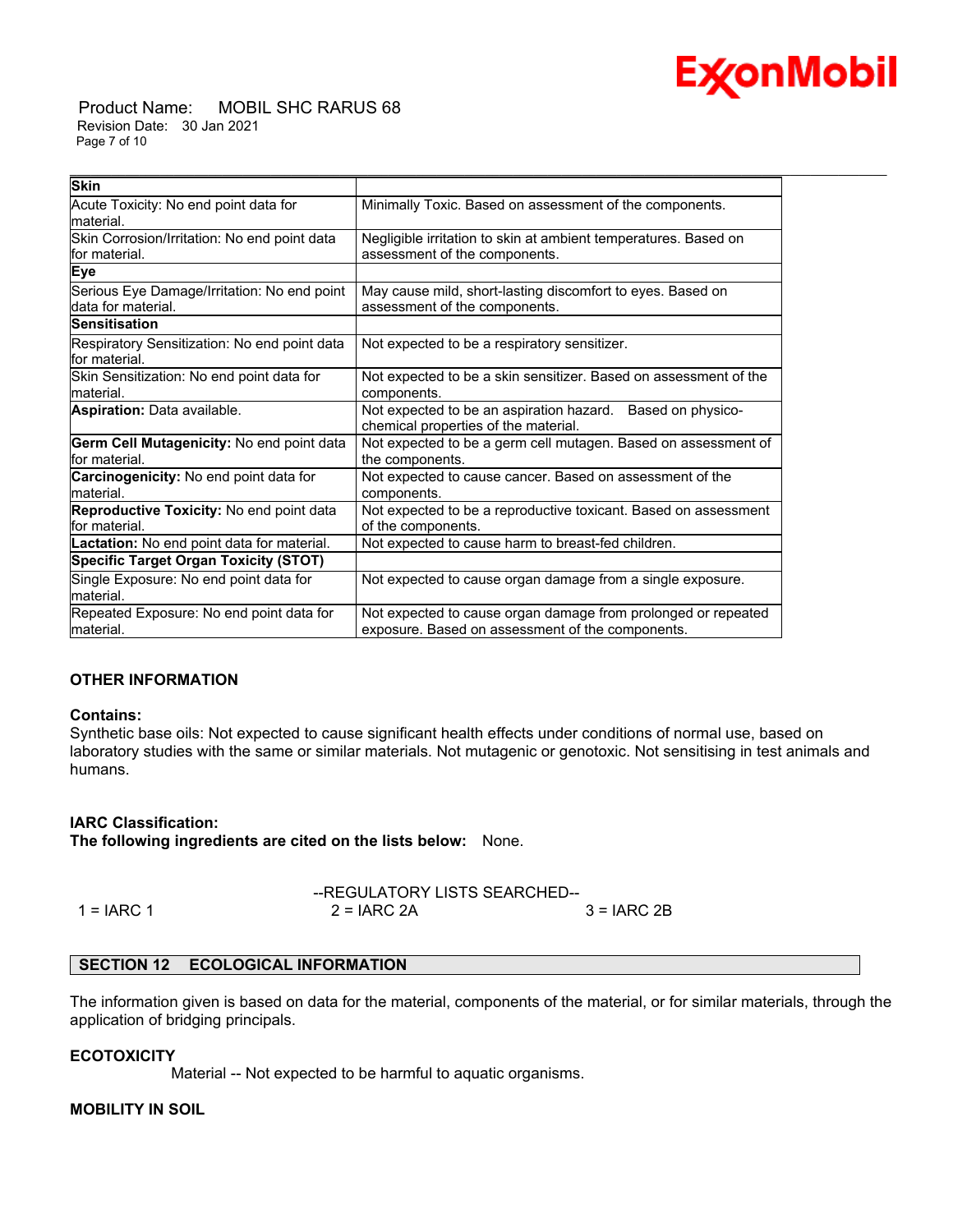| | |
|---|---|
| **Skin** | |
| Acute Toxicity: No end point data for material. | Minimally Toxic. Based on assessment of the components. |
| Skin Corrosion/Irritation: No end point data for material. | Negligible irritation to skin at ambient temperatures. Based on assessment of the components. |
| **Eye** | |
| Serious Eye Damage/Irritation: No end point data for material. | May cause mild, short-lasting discomfort to eyes. Based on assessment of the components. |
| **Sensitisation** | |
| Respiratory Sensitization: No end point data for material. | Not expected to be a respiratory sensitizer. |
| Skin Sensitization: No end point data for material. | Not expected to be a skin sensitizer. Based on assessment of the components. |
| **Aspiration:** Data available. | Not expected to be an aspiration hazard. Based on physico-chemical properties of the material. |
| **Germ Cell Mutagenicity:** No end point data for material. | Not expected to be a germ cell mutagen. Based on assessment of the components. |
| **Carcinogenicity:** No end point data for material. | Not expected to cause cancer. Based on assessment of the components. |
| **Reproductive Toxicity:** No end point data for material. | Not expected to be a reproductive toxicant. Based on assessment of the components. |
| **Lactation:** No end point data for material. | Not expected to cause harm to breast-fed children. |
| **Specific Target Organ Toxicity (STOT)** | |
| Single Exposure: No end point data for material. | Not expected to cause organ damage from a single exposure. |
| Repeated Exposure: No end point data for material. | Not expected to cause organ damage from prolonged or repeated exposure. Based on assessment of the components. |

**OTHER INFORMATION**

**Contains:**
Synthetic base oils: Not expected to cause significant health effects under conditions of normal use, based on laboratory studies with the same or similar materials. Not mutagenic or genotoxic. Not sensitising in test animals and humans.

**IARC Classification:**
**The following ingredients are cited on the lists below:** None.

--REGULATORY LISTS SEARCHED--

1 = IARC 1    2 = IARC 2A    3 = IARC 2B

## SECTION 12 ECOLOGICAL INFORMATION

The information given is based on data for the material, components of the material, or for similar materials, through the application of bridging principals.

**ECOTOXICITY**

Material -- Not expected to be harmful to aquatic organisms.

**MOBILITY IN SOIL**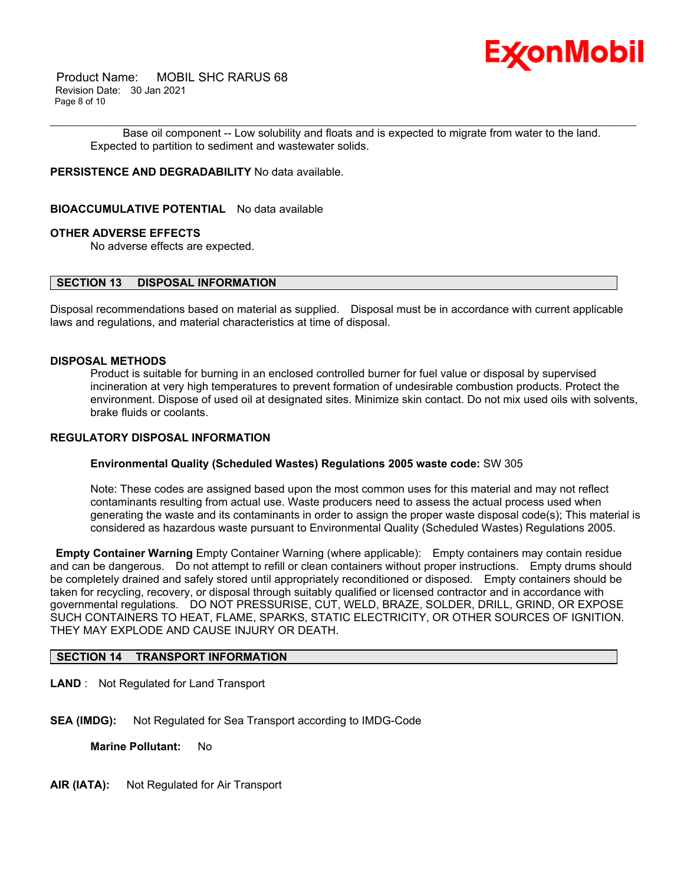Base oil component -- Low solubility and floats and is expected to migrate from water to the land. Expected to partition to sediment and wastewater solids.

**PERSISTENCE AND DEGRADABILITY** No data available.

**BIOACCUMULATIVE POTENTIAL** No data available

**OTHER ADVERSE EFFECTS**

No adverse effects are expected.

## SECTION 13 DISPOSAL INFORMATION

Disposal recommendations based on material as supplied. Disposal must be in accordance with current applicable laws and regulations, and material characteristics at time of disposal.

**DISPOSAL METHODS**

Product is suitable for burning in an enclosed controlled burner for fuel value or disposal by supervised incineration at very high temperatures to prevent formation of undesirable combustion products. Protect the environment. Dispose of used oil at designated sites. Minimize skin contact. Do not mix used oils with solvents, brake fluids or coolants.

**REGULATORY DISPOSAL INFORMATION**

**Environmental Quality (Scheduled Wastes) Regulations 2005 waste code:** SW 305

Note: These codes are assigned based upon the most common uses for this material and may not reflect contaminants resulting from actual use. Waste producers need to assess the actual process used when generating the waste and its contaminants in order to assign the proper waste disposal code(s); This material is considered as hazardous waste pursuant to Environmental Quality (Scheduled Wastes) Regulations 2005.

**Empty Container Warning** Empty Container Warning (where applicable): Empty containers may contain residue and can be dangerous. Do not attempt to refill or clean containers without proper instructions. Empty drums should be completely drained and safely stored until appropriately reconditioned or disposed. Empty containers should be taken for recycling, recovery, or disposal through suitably qualified or licensed contractor and in accordance with governmental regulations. DO NOT PRESSURISE, CUT, WELD, BRAZE, SOLDER, DRILL, GRIND, OR EXPOSE SUCH CONTAINERS TO HEAT, FLAME, SPARKS, STATIC ELECTRICITY, OR OTHER SOURCES OF IGNITION. THEY MAY EXPLODE AND CAUSE INJURY OR DEATH.

## SECTION 14 TRANSPORT INFORMATION

**LAND** : Not Regulated for Land Transport

**SEA (IMDG):** Not Regulated for Sea Transport according to IMDG-Code

**Marine Pollutant:** No

**AIR (IATA):** Not Regulated for Air Transport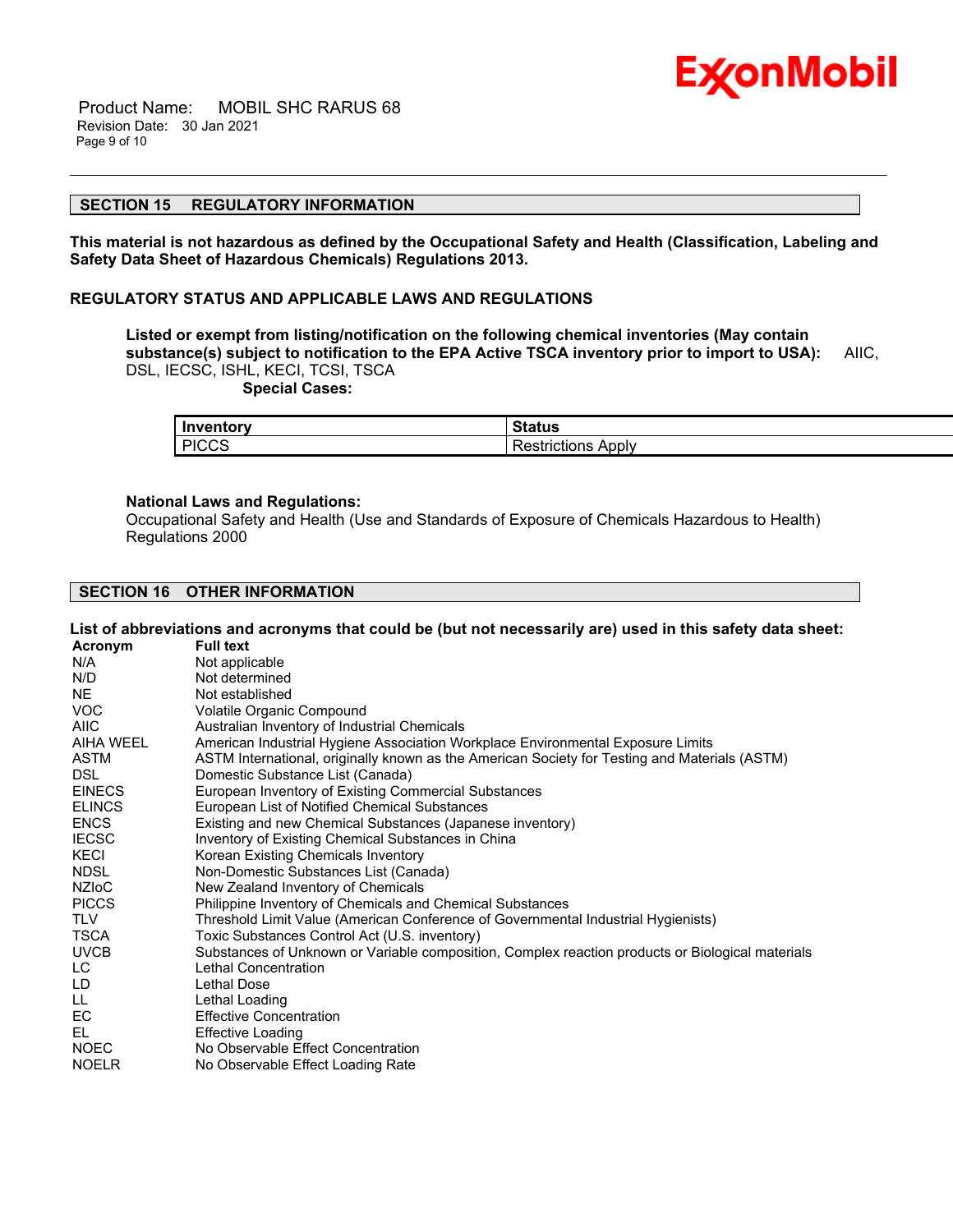## SECTION 15 REGULATORY INFORMATION

**This material is not hazardous as defined by the Occupational Safety and Health (Classification, Labeling and Safety Data Sheet of Hazardous Chemicals) Regulations 2013.**

### REGULATORY STATUS AND APPLICABLE LAWS AND REGULATIONS

**Listed or exempt from listing/notification on the following chemical inventories (May contain substance(s) subject to notification to the EPA Active TSCA inventory prior to import to USA):** AIIC, DSL, IECSC, ISHL, KECI, TCSI, TSCA

**Special Cases:**

| Inventory | Status |
|---|---|
| PICCS | Restrictions Apply |

**National Laws and Regulations:**
Occupational Safety and Health (Use and Standards of Exposure of Chemicals Hazardous to Health) Regulations 2000

## SECTION 16 OTHER INFORMATION

**List of abbreviations and acronyms that could be (but not necessarily are) used in this safety data sheet:**

| Acronym | Full text |
|---|---|
| N/A | Not applicable |
| N/D | Not determined |
| NE | Not established |
| VOC | Volatile Organic Compound |
| AIIC | Australian Inventory of Industrial Chemicals |
| AIHA WEEL | American Industrial Hygiene Association Workplace Environmental Exposure Limits |
| ASTM | ASTM International, originally known as the American Society for Testing and Materials (ASTM) |
| DSL | Domestic Substance List (Canada) |
| EINECS | European Inventory of Existing Commercial Substances |
| ELINCS | European List of Notified Chemical Substances |
| ENCS | Existing and new Chemical Substances (Japanese inventory) |
| IECSC | Inventory of Existing Chemical Substances in China |
| KECI | Korean Existing Chemicals Inventory |
| NDSL | Non-Domestic Substances List (Canada) |
| NZIoC | New Zealand Inventory of Chemicals |
| PICCS | Philippine Inventory of Chemicals and Chemical Substances |
| TLV | Threshold Limit Value (American Conference of Governmental Industrial Hygienists) |
| TSCA | Toxic Substances Control Act (U.S. inventory) |
| UVCB | Substances of Unknown or Variable composition, Complex reaction products or Biological materials |
| LC | Lethal Concentration |
| LD | Lethal Dose |
| LL | Lethal Loading |
| EC | Effective Concentration |
| EL | Effective Loading |
| NOEC | No Observable Effect Concentration |
| NOELR | No Observable Effect Loading Rate |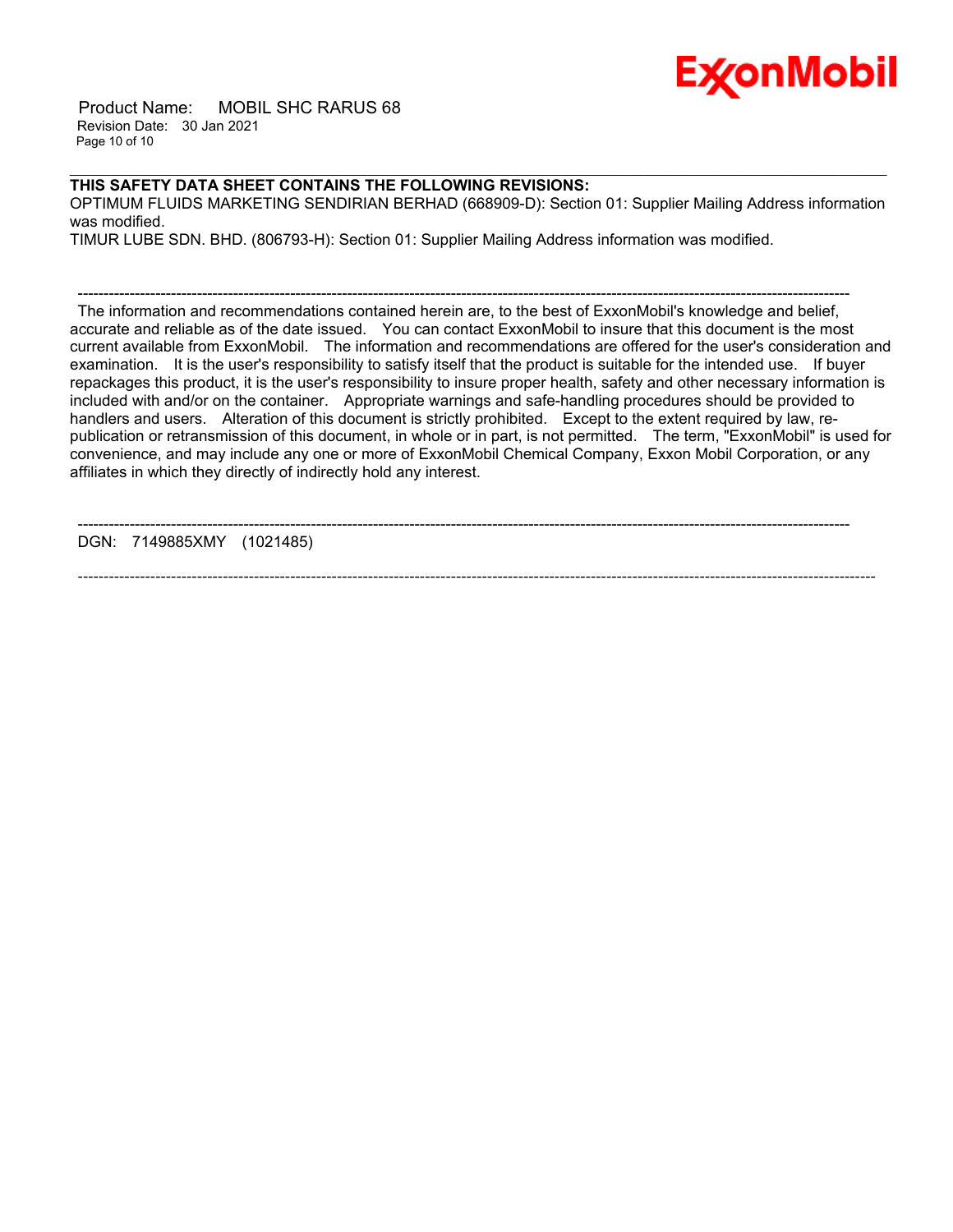**THIS SAFETY DATA SHEET CONTAINS THE FOLLOWING REVISIONS:**

OPTIMUM FLUIDS MARKETING SENDIRIAN BERHAD (668909-D): Section 01: Supplier Mailing Address information was modified.

TIMUR LUBE SDN. BHD. (806793-H): Section 01: Supplier Mailing Address information was modified.

-----------------------------------------------------------------------------------------------------------------------------------------------------

The information and recommendations contained herein are, to the best of ExxonMobil's knowledge and belief, accurate and reliable as of the date issued. You can contact ExxonMobil to insure that this document is the most current available from ExxonMobil. The information and recommendations are offered for the user's consideration and examination. It is the user's responsibility to satisfy itself that the product is suitable for the intended use. If buyer repackages this product, it is the user's responsibility to insure proper health, safety and other necessary information is included with and/or on the container. Appropriate warnings and safe-handling procedures should be provided to handlers and users. Alteration of this document is strictly prohibited. Except to the extent required by law, re-publication or retransmission of this document, in whole or in part, is not permitted. The term, "ExxonMobil" is used for convenience, and may include any one or more of ExxonMobil Chemical Company, Exxon Mobil Corporation, or any affiliates in which they directly of indirectly hold any interest.

-----------------------------------------------------------------------------------------------------------------------------------------------------

DGN: 7149885XMY (1021485)

-----------------------------------------------------------------------------------------------------------------------------------------------------